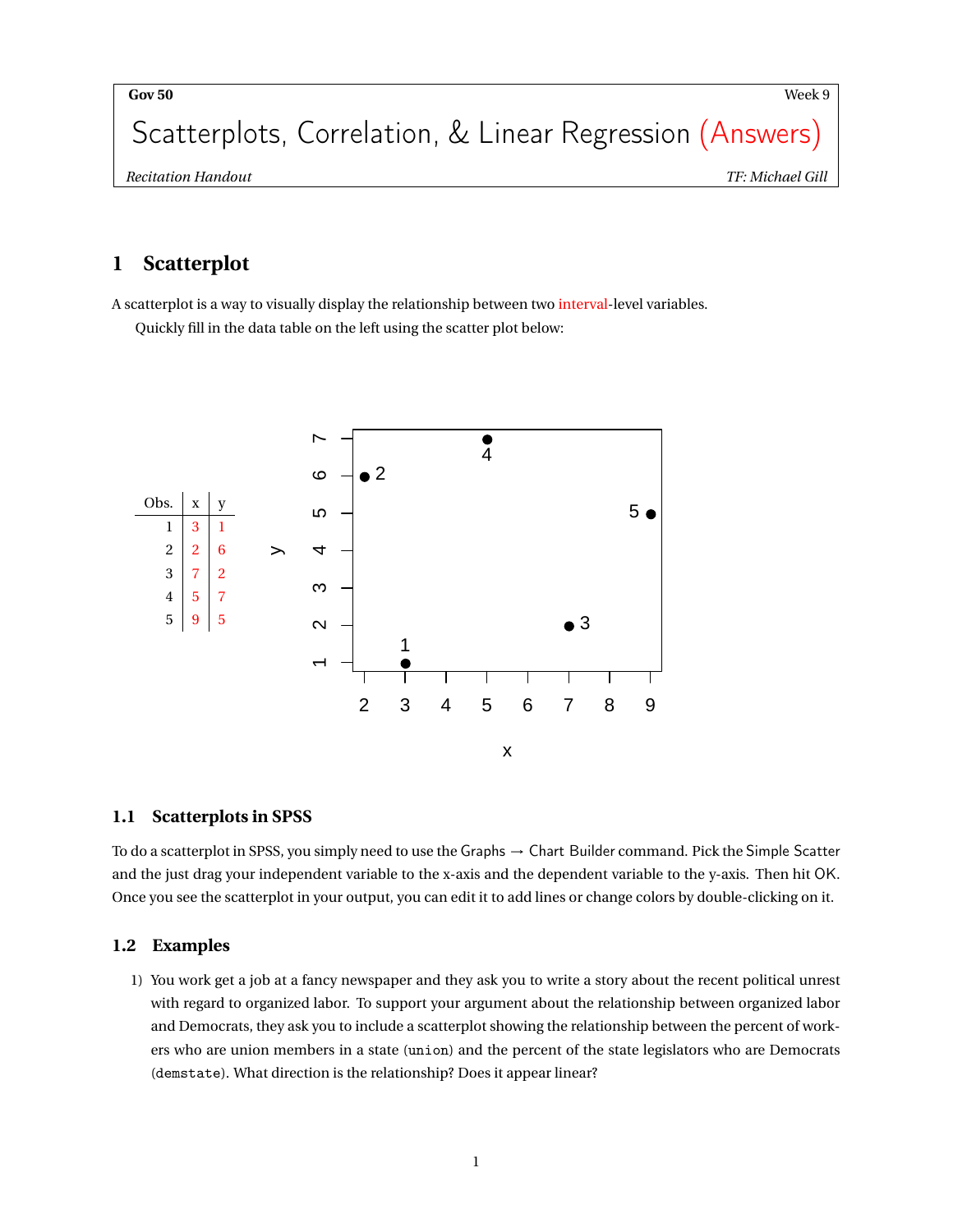Gov 50 — Week 9

# Scatterplots, Correlation, & Linear Regression (Answers)

*Recitation Handout* — *TF: Michael Gill*

## 1 Scatterplot

A scatterplot is a way to visually display the relationship between two interval-level variables.

Quickly fill in the data table on the left using the scatter plot below:

| Obs. | x | y |
|---|---|---|
| 1 | 3 | 1 |
| 2 | 2 | 6 |
| 3 | 7 | 2 |
| 4 | 5 | 7 |
| 5 | 9 | 5 |

### 1.1 Scatterplots in SPSS

To do a scatterplot in SPSS, you simply need to use the Graphs → Chart Builder command. Pick the Simple Scatter and the just drag your independent variable to the x-axis and the dependent variable to the y-axis. Then hit OK. Once you see the scatterplot in your output, you can edit it to add lines or change colors by double-clicking on it.

### 1.2 Examples

1) You work get a job at a fancy newspaper and they ask you to write a story about the recent political unrest with regard to organized labor. To support your argument about the relationship between organized labor and Democrats, they ask you to include a scatterplot showing the relationship between the percent of workers who are union members in a state (`union`) and the percent of the state legislators who are Democrats (`demstate`). What direction is the relationship? Does it appear linear?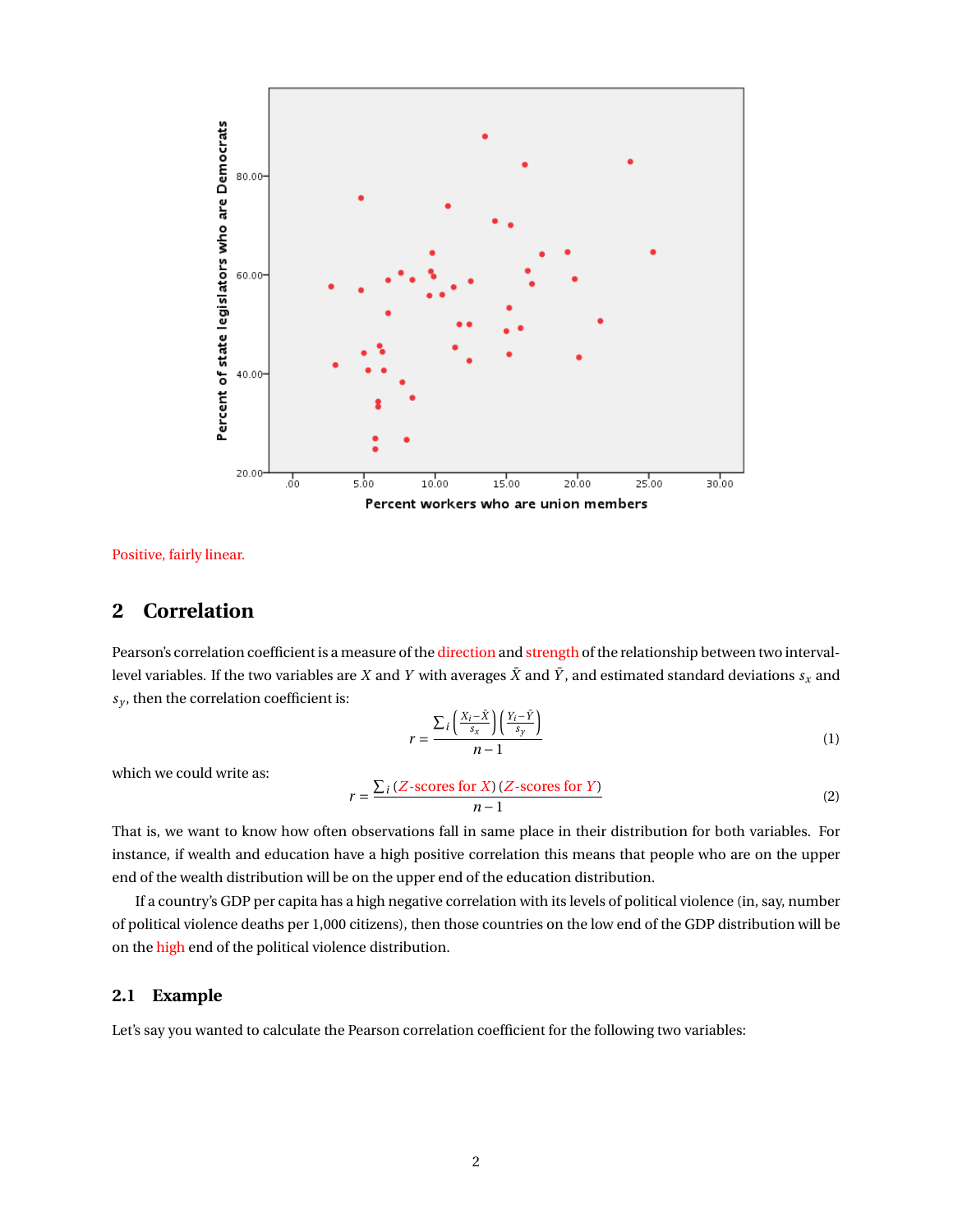Positive, fairly linear.

## 2 Correlation

Pearson's correlation coefficient is a measure of the direction and strength of the relationship between two interval-level variables. If the two variables are $X$ and $Y$ with averages $\bar{X}$ and $\bar{Y}$, and estimated standard deviations $s_x$ and $s_y$, then the correlation coefficient is:

$$r = \frac{\sum_i \left(\frac{X_i - \bar{X}}{s_x}\right)\left(\frac{Y_i - \bar{Y}}{s_y}\right)}{n-1} \tag{1}$$

which we could write as:

$$r = \frac{\sum_i (Z\text{-scores for } X)(Z\text{-scores for } Y)}{n-1} \tag{2}$$

That is, we want to know how often observations fall in same place in their distribution for both variables. For instance, if wealth and education have a high positive correlation this means that people who are on the upper end of the wealth distribution will be on the upper end of the education distribution.

If a country's GDP per capita has a high negative correlation with its levels of political violence (in, say, number of political violence deaths per 1,000 citizens), then those countries on the low end of the GDP distribution will be on the high end of the political violence distribution.

### 2.1 Example

Let's say you wanted to calculate the Pearson correlation coefficient for the following two variables: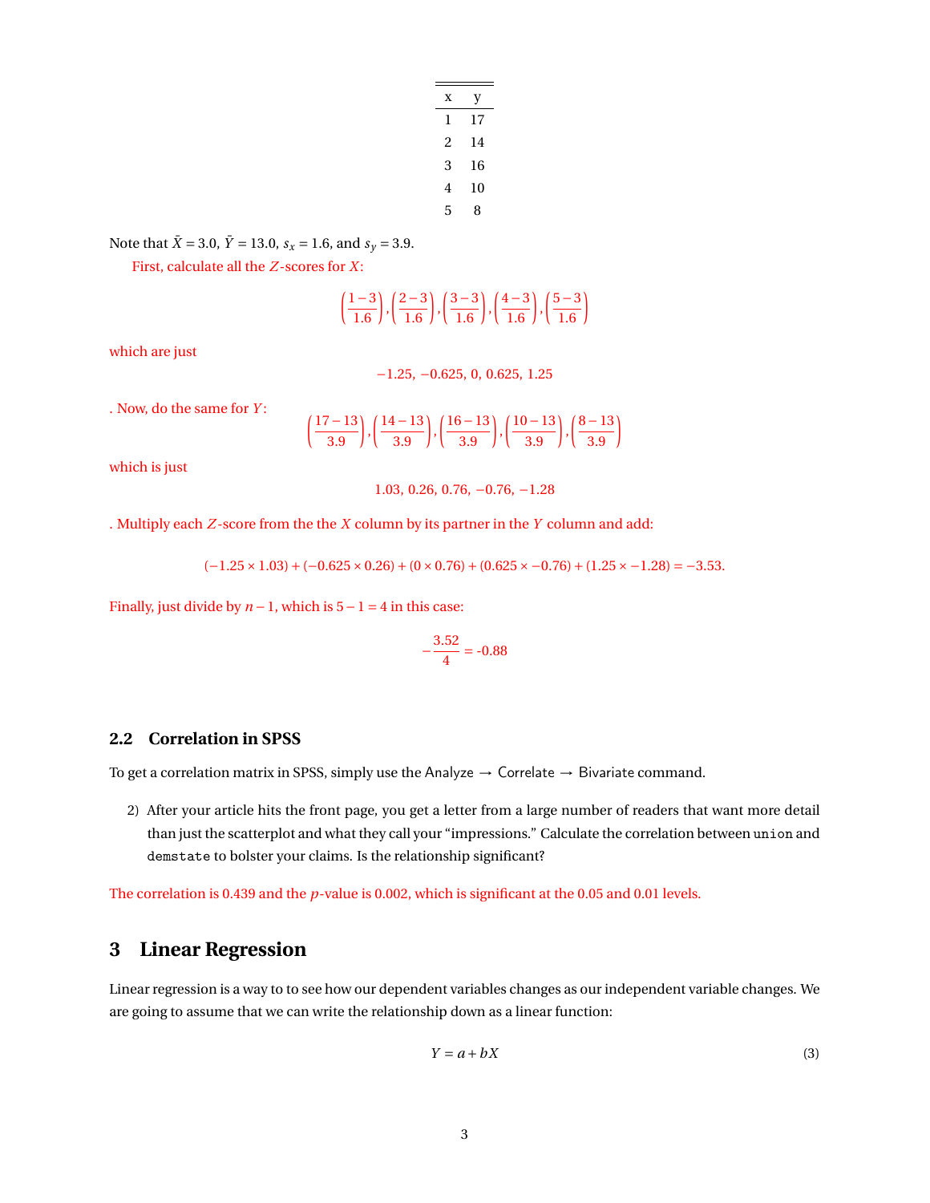| x | y |
|---|---|
| 1 | 17 |
| 2 | 14 |
| 3 | 16 |
| 4 | 10 |
| 5 | 8 |

Note that $\bar{X} = 3.0$, $\bar{Y} = 13.0$, $s_x = 1.6$, and $s_y = 3.9$.

First, calculate all the $Z$-scores for $X$:

$$\left(\frac{1-3}{1.6}\right), \left(\frac{2-3}{1.6}\right), \left(\frac{3-3}{1.6}\right), \left(\frac{4-3}{1.6}\right), \left(\frac{5-3}{1.6}\right)$$

which are just

$$-1.25, -0.625, 0, 0.625, 1.25$$

. Now, do the same for $Y$:

$$\left(\frac{17-13}{3.9}\right), \left(\frac{14-13}{3.9}\right), \left(\frac{16-13}{3.9}\right), \left(\frac{10-13}{3.9}\right), \left(\frac{8-13}{3.9}\right)$$

which is just

$$1.03, 0.26, 0.76, -0.76, -1.28$$

. Multiply each $Z$-score from the the $X$ column by its partner in the $Y$ column and add:

$$(-1.25 \times 1.03) + (-0.625 \times 0.26) + (0 \times 0.76) + (0.625 \times -0.76) + (1.25 \times -1.28) = -3.53.$$

Finally, just divide by $n-1$, which is $5-1=4$ in this case:

$$-\frac{3.52}{4} = \text{-0.88}$$

### 2.2 Correlation in SPSS

To get a correlation matrix in SPSS, simply use the Analyze → Correlate → Bivariate command.

2) After your article hits the front page, you get a letter from a large number of readers that want more detail than just the scatterplot and what they call your "impressions." Calculate the correlation between `union` and `demstate` to bolster your claims. Is the relationship significant?

The correlation is 0.439 and the $p$-value is 0.002, which is significant at the 0.05 and 0.01 levels.

## 3 Linear Regression

Linear regression is a way to to see how our dependent variables changes as our independent variable changes. We are going to assume that we can write the relationship down as a linear function:

$$Y = a + bX \tag{3}$$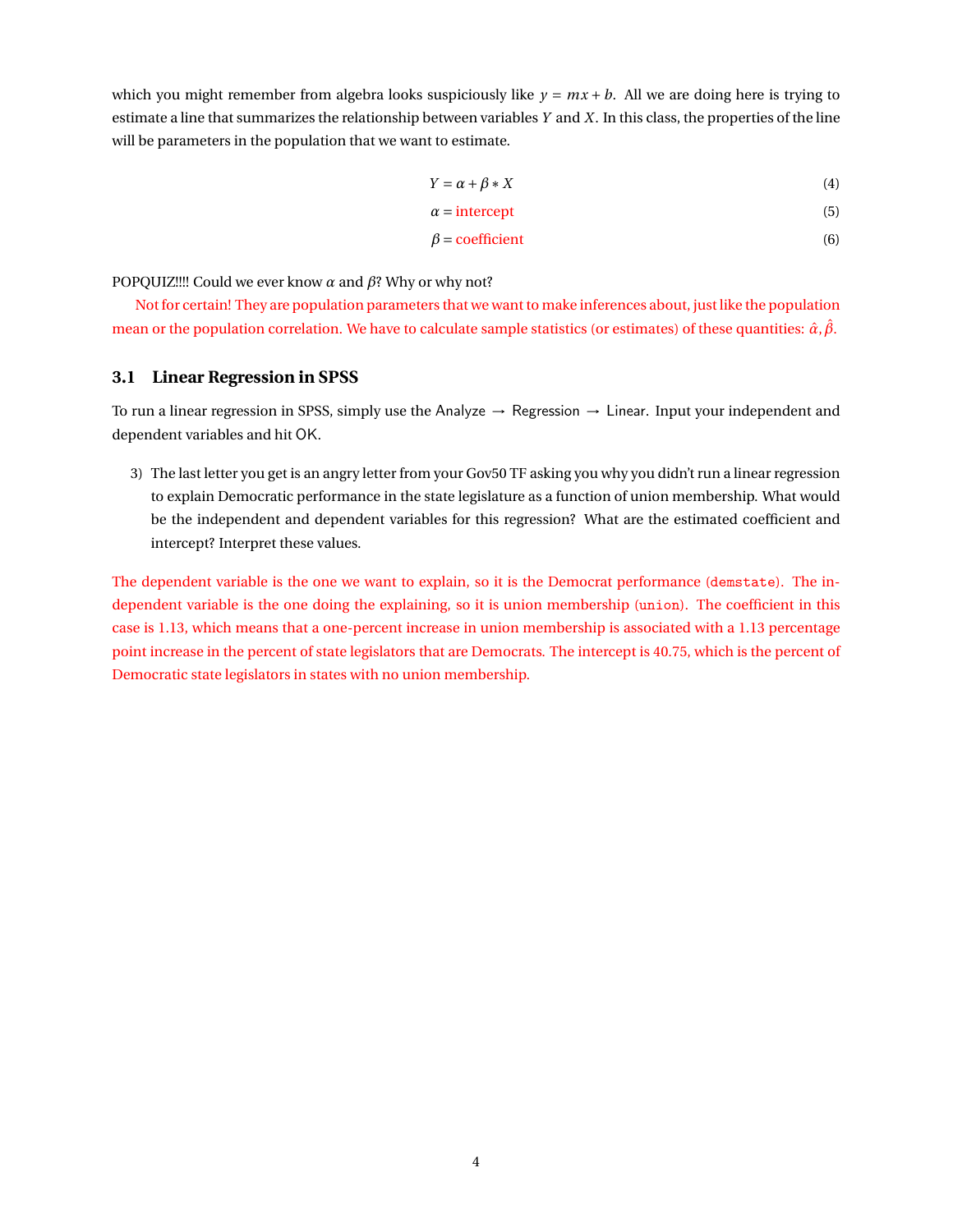which you might remember from algebra looks suspiciously like $y = mx + b$. All we are doing here is trying to estimate a line that summarizes the relationship between variables $Y$ and $X$. In this class, the properties of the line will be parameters in the population that we want to estimate.

$$Y = \alpha + \beta * X \tag{4}$$

$$\alpha = \text{intercept} \tag{5}$$

$$\beta = \text{coefficient} \tag{6}$$

POPQUIZ!!!! Could we ever know $\alpha$ and $\beta$? Why or why not?

Not for certain! They are population parameters that we want to make inferences about, just like the population mean or the population correlation. We have to calculate sample statistics (or estimates) of these quantities: $\hat{\alpha}, \hat{\beta}$.

### 3.1 Linear Regression in SPSS

To run a linear regression in SPSS, simply use the Analyze → Regression → Linear. Input your independent and dependent variables and hit OK.

3) The last letter you get is an angry letter from your Gov50 TF asking you why you didn't run a linear regression to explain Democratic performance in the state legislature as a function of union membership. What would be the independent and dependent variables for this regression? What are the estimated coefficient and intercept? Interpret these values.

The dependent variable is the one we want to explain, so it is the Democrat performance (`demstate`). The independent variable is the one doing the explaining, so it is union membership (`union`). The coefficient in this case is 1.13, which means that a one-percent increase in union membership is associated with a 1.13 percentage point increase in the percent of state legislators that are Democrats. The intercept is 40.75, which is the percent of Democratic state legislators in states with no union membership.